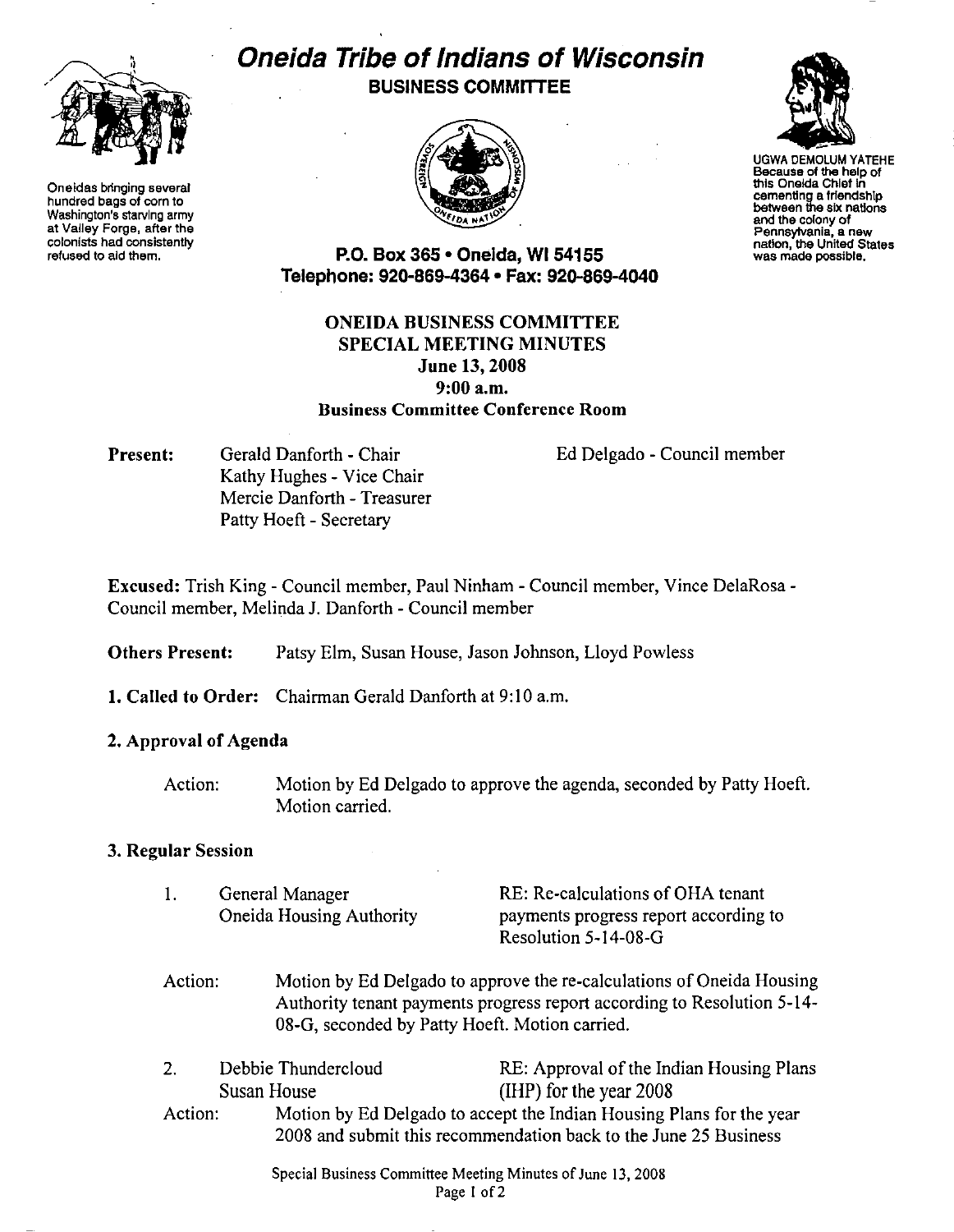# Oneida Tribe of Indians of Wisconsin

**BUSINESS COMMITTEE**

Oneidas bringing several hundred bags of corn to Washington's starving army at Valley Forge, after the colonists had consistently refused to aid them.

UGWA DEMOLUM YATEHE
Because of the help of this Oneida Chief in cementing a friendship between the six nations and the colony of Pennsylvania, a new nation, the United States was made possible.

**P.O. Box 365 • Oneida, WI 54155**
**Telephone: 920-869-4364 • Fax: 920-869-4040**

## ONEIDA BUSINESS COMMITTEE
## SPECIAL MEETING MINUTES
**June 13, 2008**
**9:00 a.m.**
**Business Committee Conference Room**

**Present:** Gerald Danforth - Chair
Kathy Hughes - Vice Chair
Mercie Danforth - Treasurer
Patty Hoeft - Secretary
Ed Delgado - Council member

**Excused:** Trish King - Council member, Paul Ninham - Council member, Vince DelaRosa - Council member, Melinda J. Danforth - Council member

**Others Present:** Patsy Elm, Susan House, Jason Johnson, Lloyd Powless

**1. Called to Order:** Chairman Gerald Danforth at 9:10 a.m.

**2. Approval of Agenda**

Action: Motion by Ed Delgado to approve the agenda, seconded by Patty Hoeft. Motion carried.

**3. Regular Session**

1. General Manager, Oneida Housing Authority — RE: Re-calculations of OHA tenant payments progress report according to Resolution 5-14-08-G

Action: Motion by Ed Delgado to approve the re-calculations of Oneida Housing Authority tenant payments progress report according to Resolution 5-14-08-G, seconded by Patty Hoeft. Motion carried.

2. Debbie Thundercloud, Susan House — RE: Approval of the Indian Housing Plans (IHP) for the year 2008

Action: Motion by Ed Delgado to accept the Indian Housing Plans for the year 2008 and submit this recommendation back to the June 25 Business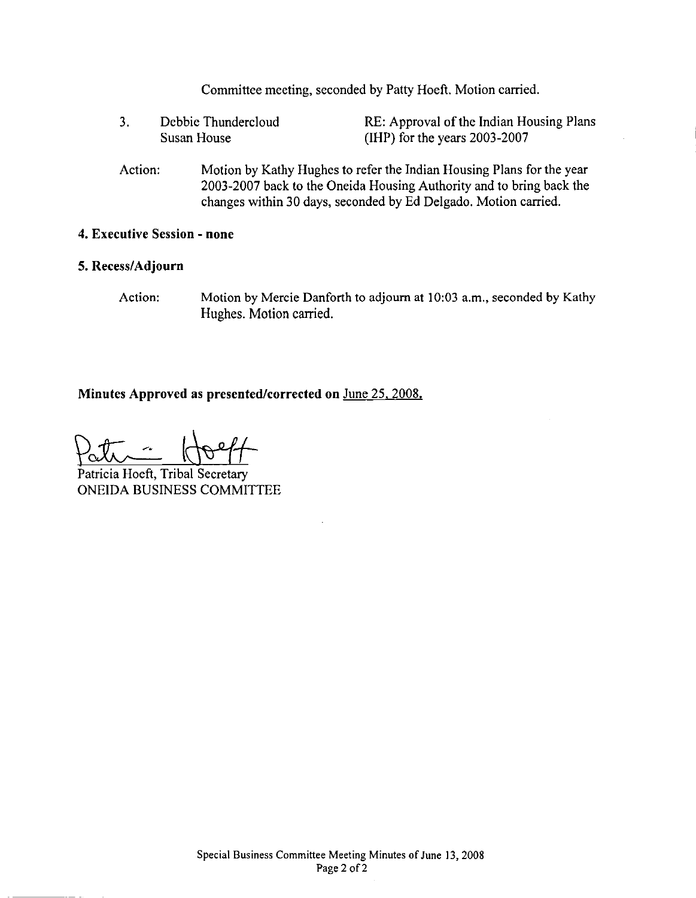Committee meeting, seconded by Patty Hoeft. Motion carried.

3. Debbie Thundercloud
   Susan House

   RE: Approval of the Indian Housing Plans (IHP) for the years 2003-2007

Action: Motion by Kathy Hughes to refer the Indian Housing Plans for the year 2003-2007 back to the Oneida Housing Authority and to bring back the changes within 30 days, seconded by Ed Delgado. Motion carried.

**4. Executive Session - none**

**5. Recess/Adjourn**

Action: Motion by Mercie Danforth to adjourn at 10:03 a.m., seconded by Kathy Hughes. Motion carried.

**Minutes Approved as presented/corrected on** June 25, 2008.

Patricia Hoeft, Tribal Secretary
ONEIDA BUSINESS COMMITTEE